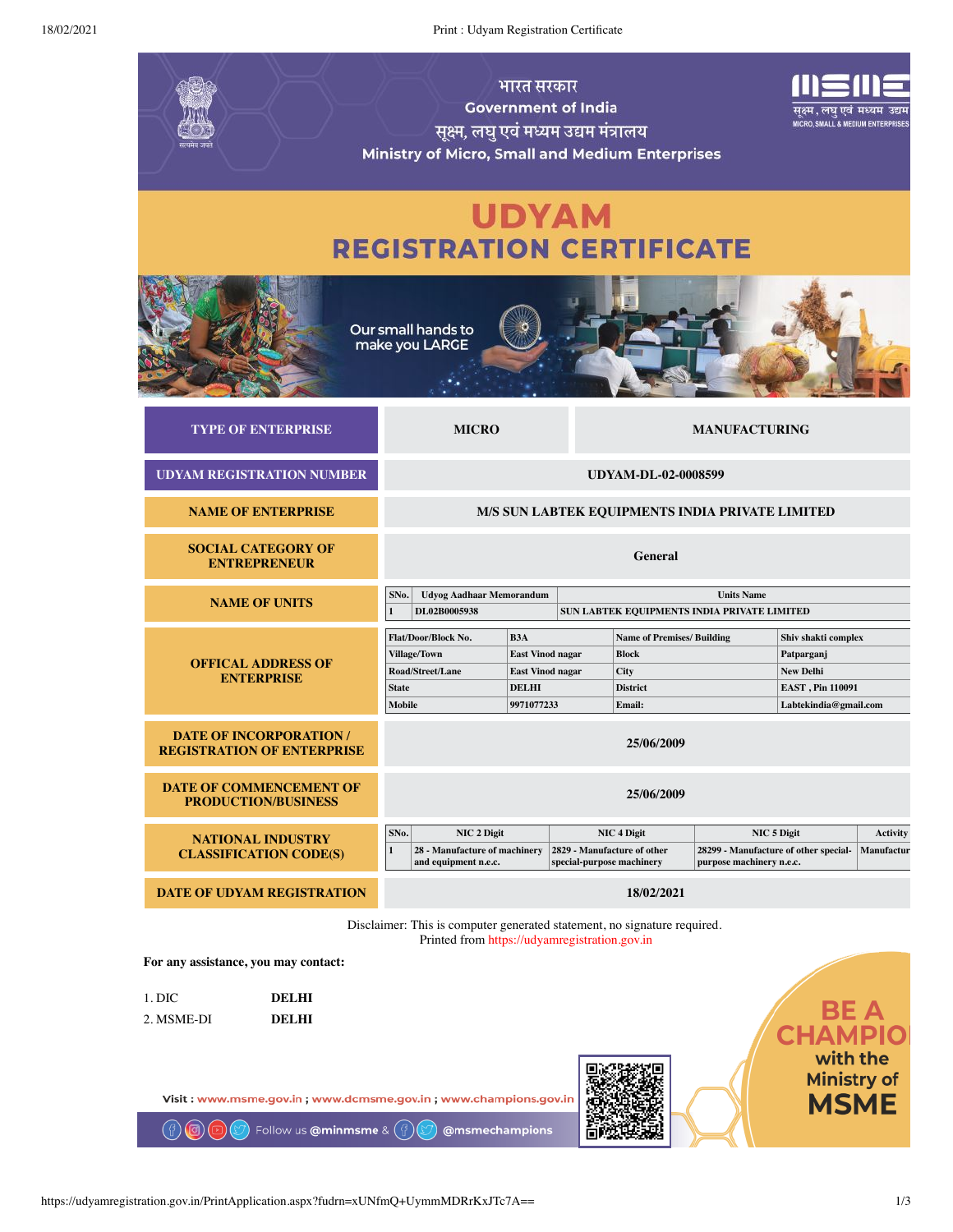भारत सरकार

Government of India

सूक्ष्म, लघु एवं मध्यम उद्यम मंत्रालय

Ministry of Micro, Small and Medium Enterprises

# UDYAM
# REGISTRATION CERTIFICATE

Our small hands to make you LARGE

| TYPE OF ENTERPRISE | MICRO | MANUFACTURING |
|---|---|---|
| UDYAM REGISTRATION NUMBER | UDYAM-DL-02-0008599 | |
| NAME OF ENTERPRISE | M/S SUN LABTEK EQUIPMENTS INDIA PRIVATE LIMITED | |
| SOCIAL CATEGORY OF ENTREPRENEUR | General | |

**NAME OF UNITS**

| SNo. | Udyog Aadhaar Memorandum | Units Name |
|---|---|---|
| 1 | DL02B0005938 | SUN LABTEK EQUIPMENTS INDIA PRIVATE LIMITED |

**OFFICAL ADDRESS OF ENTERPRISE**

| Flat/Door/Block No. | B3A | Name of Premises/ Building | Shiv shakti complex |
|---|---|---|---|
| Village/Town | East Vinod nagar | Block | Patparganj |
| Road/Street/Lane | East Vinod nagar | City | New Delhi |
| State | DELHI | District | EAST , Pin 110091 |
| Mobile | 9971077233 | Email: | Labtekindia@gmail.com |

| DATE OF INCORPORATION / REGISTRATION OF ENTERPRISE | 25/06/2009 |
|---|---|
| DATE OF COMMENCEMENT OF PRODUCTION/BUSINESS | 25/06/2009 |

**NATIONAL INDUSTRY CLASSIFICATION CODE(S)**

| SNo. | NIC 2 Digit | NIC 4 Digit | NIC 5 Digit | Activity |
|---|---|---|---|---|
| 1 | 28 - Manufacture of machinery and equipment n.e.c. | 2829 - Manufacture of other special-purpose machinery | 28299 - Manufacture of other special-purpose machinery n.e.c. | Manufactur |

| DATE OF UDYAM REGISTRATION | 18/02/2021 |
|---|---|

Disclaimer: This is computer generated statement, no signature required.
Printed from https://udyamregistration.gov.in

**For any assistance, you may contact:**

1. DIC **DELHI**
2. MSME-DI **DELHI**

Visit : www.msme.gov.in ; www.dcmsme.gov.in ; www.champions.gov.in

Follow us @minmsme & @msmechampions

BE A CHAMPION with the Ministry of MSME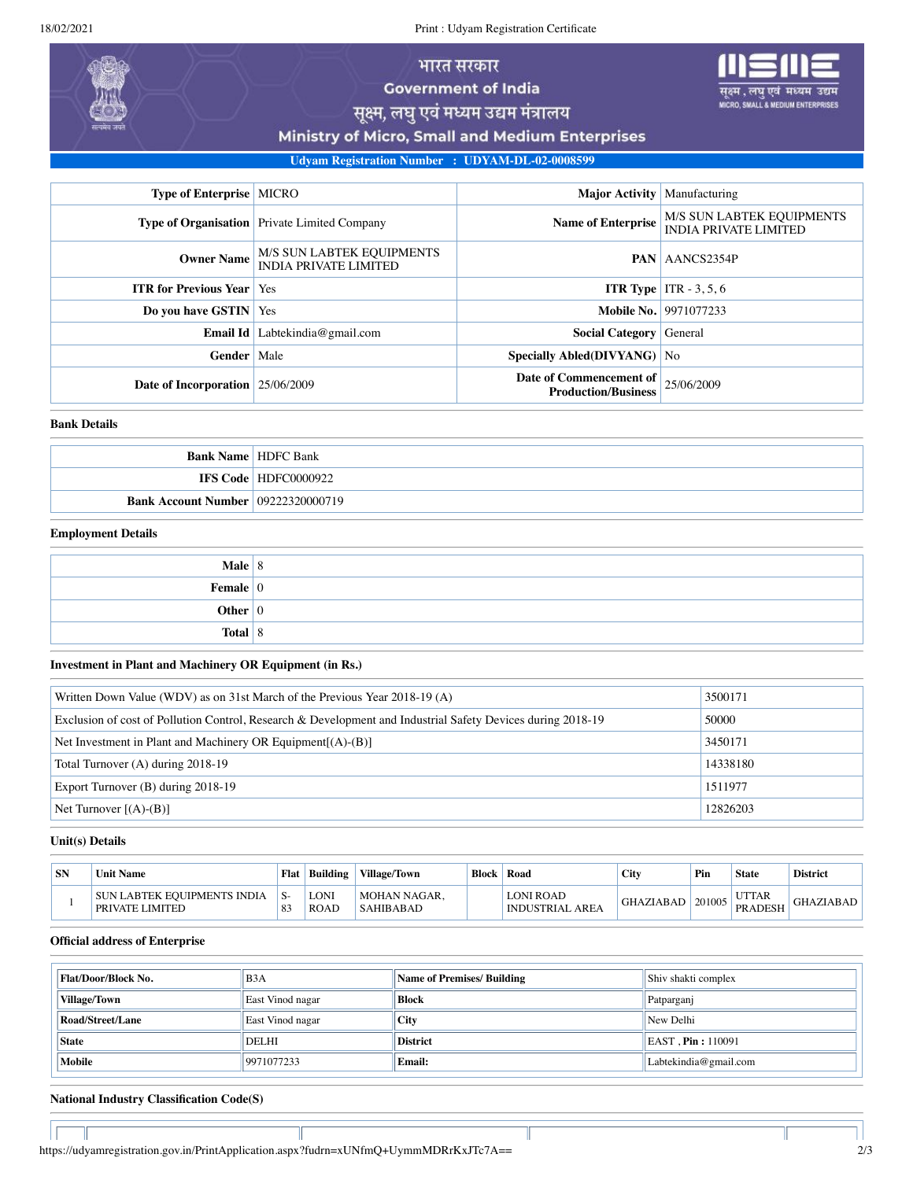भारत सरकार
Government of India
सूक्ष्म, लघु एवं मध्यम उद्यम मंत्रालय
Ministry of Micro, Small and Medium Enterprises

**Udyam Registration Number : UDYAM-DL-02-0008599**

| | | | |
|---|---|---|---|
| **Type of Enterprise** | MICRO | **Major Activity** | Manufacturing |
| **Type of Organisation** | Private Limited Company | **Name of Enterprise** | M/S SUN LABTEK EQUIPMENTS INDIA PRIVATE LIMITED |
| **Owner Name** | M/S SUN LABTEK EQUIPMENTS INDIA PRIVATE LIMITED | **PAN** | AANCS2354P |
| **ITR for Previous Year** | Yes | **ITR Type** | ITR - 3, 5, 6 |
| **Do you have GSTIN** | Yes | **Mobile No.** | 9971077233 |
| **Email Id** | Labtekindia@gmail.com | **Social Category** | General |
| **Gender** | Male | **Specially Abled(DIVYANG)** | No |
| **Date of Incorporation** | 25/06/2009 | **Date of Commencement of Production/Business** | 25/06/2009 |

### Bank Details

| | |
|---|---|
| **Bank Name** | HDFC Bank |
| **IFS Code** | HDFC0000922 |
| **Bank Account Number** | 09222320000719 |

### Employment Details

| | |
|---|---|
| **Male** | 8 |
| **Female** | 0 |
| **Other** | 0 |
| **Total** | 8 |

### Investment in Plant and Machinery OR Equipment (in Rs.)

| | |
|---|---|
| Written Down Value (WDV) as on 31st March of the Previous Year 2018-19 (A) | 3500171 |
| Exclusion of cost of Pollution Control, Research & Development and Industrial Safety Devices during 2018-19 | 50000 |
| Net Investment in Plant and Machinery OR Equipment[(A)-(B)] | 3450171 |
| Total Turnover (A) during 2018-19 | 14338180 |
| Export Turnover (B) during 2018-19 | 1511977 |
| Net Turnover [(A)-(B)] | 12826203 |

### Unit(s) Details

| SN | Unit Name | Flat | Building | Village/Town | Block | Road | City | Pin | State | District |
|---|---|---|---|---|---|---|---|---|---|---|
| 1 | SUN LABTEK EQUIPMENTS INDIA PRIVATE LIMITED | S-83 | LONI ROAD | MOHAN NAGAR, SAHIBABAD | | LONI ROAD INDUSTRIAL AREA | GHAZIABAD | 201005 | UTTAR PRADESH | GHAZIABAD |

### Official address of Enterprise

| | | | |
|---|---|---|---|
| **Flat/Door/Block No.** | B3A | **Name of Premises/ Building** | Shiv shakti complex |
| **Village/Town** | East Vinod nagar | **Block** | Patparganj |
| **Road/Street/Lane** | East Vinod nagar | **City** | New Delhi |
| **State** | DELHI | **District** | EAST , **Pin :** 110091 |
| **Mobile** | 9971077233 | **Email:** | Labtekindia@gmail.com |

### National Industry Classification Code(S)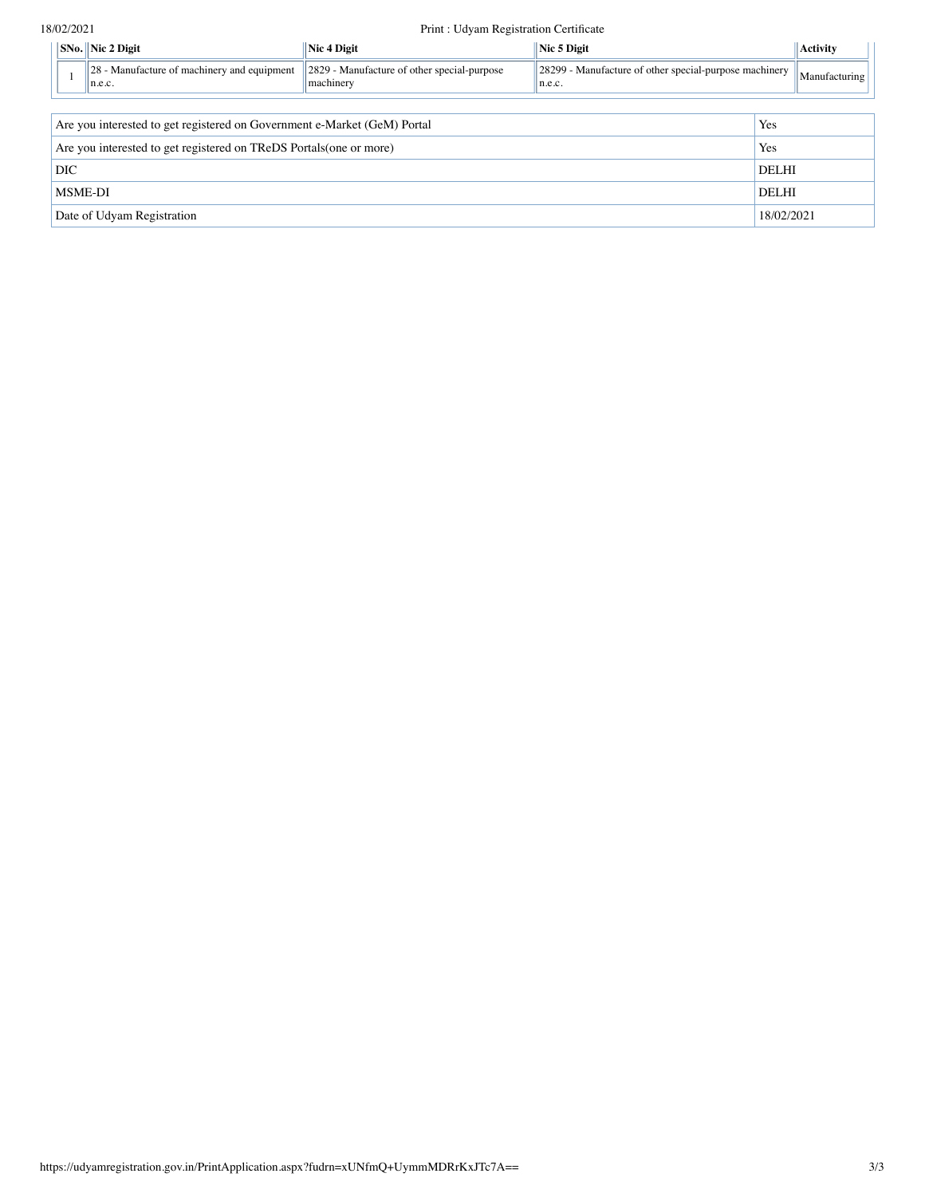| SNo. | Nic 2 Digit | Nic 4 Digit | Nic 5 Digit | Activity |
|---|---|---|---|---|
| 1 | 28 - Manufacture of machinery and equipment n.e.c. | 2829 - Manufacture of other special-purpose machinery | 28299 - Manufacture of other special-purpose machinery n.e.c. | Manufacturing |

| | |
|---|---|
| Are you interested to get registered on Government e-Market (GeM) Portal | Yes |
| Are you interested to get registered on TReDS Portals(one or more) | Yes |
| DIC | DELHI |
| MSME-DI | DELHI |
| Date of Udyam Registration | 18/02/2021 |